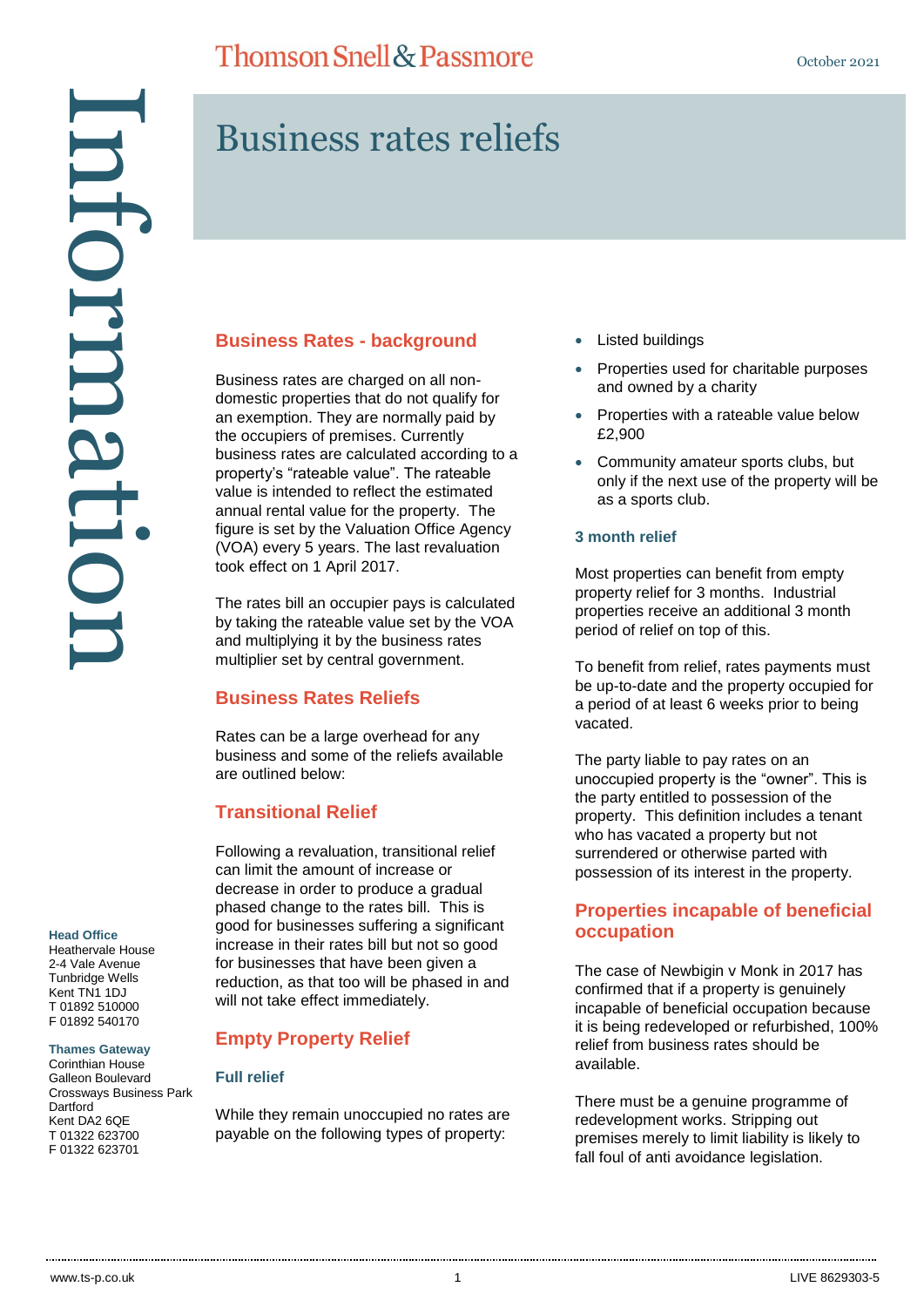# Business rates reliefs

## Business Rates - background

Business rates are charged on all non-domestic properties that do not qualify for an exemption. They are normally paid by the occupiers of premises. Currently business rates are calculated according to a property's "rateable value". The rateable value is intended to reflect the estimated annual rental value for the property. The figure is set by the Valuation Office Agency (VOA) every 5 years. The last revaluation took effect on 1 April 2017.

The rates bill an occupier pays is calculated by taking the rateable value set by the VOA and multiplying it by the business rates multiplier set by central government.

## Business Rates Reliefs

Rates can be a large overhead for any business and some of the reliefs available are outlined below:

## Transitional Relief

Following a revaluation, transitional relief can limit the amount of increase or decrease in order to produce a gradual phased change to the rates bill. This is good for businesses suffering a significant increase in their rates bill but not so good for businesses that have been given a reduction, as that too will be phased in and will not take effect immediately.

## Empty Property Relief

### Full relief

While they remain unoccupied no rates are payable on the following types of property:

- Listed buildings
- Properties used for charitable purposes and owned by a charity
- Properties with a rateable value below £2,900
- Community amateur sports clubs, but only if the next use of the property will be as a sports club.

### 3 month relief

Most properties can benefit from empty property relief for 3 months. Industrial properties receive an additional 3 month period of relief on top of this.

To benefit from relief, rates payments must be up-to-date and the property occupied for a period of at least 6 weeks prior to being vacated.

The party liable to pay rates on an unoccupied property is the "owner". This is the party entitled to possession of the property. This definition includes a tenant who has vacated a property but not surrendered or otherwise parted with possession of its interest in the property.

## Properties incapable of beneficial occupation

The case of Newbigin v Monk in 2017 has confirmed that if a property is genuinely incapable of beneficial occupation because it is being redeveloped or refurbished, 100% relief from business rates should be available.

There must be a genuine programme of redevelopment works. Stripping out premises merely to limit liability is likely to fall foul of anti avoidance legislation.

**Head Office**
Heathervale House
2-4 Vale Avenue
Tunbridge Wells
Kent TN1 1DJ
T 01892 510000
F 01892 540170

**Thames Gateway**
Corinthian House
Galleon Boulevard
Crossways Business Park
Dartford
Kent DA2 6QE
T 01322 623700
F 01322 623701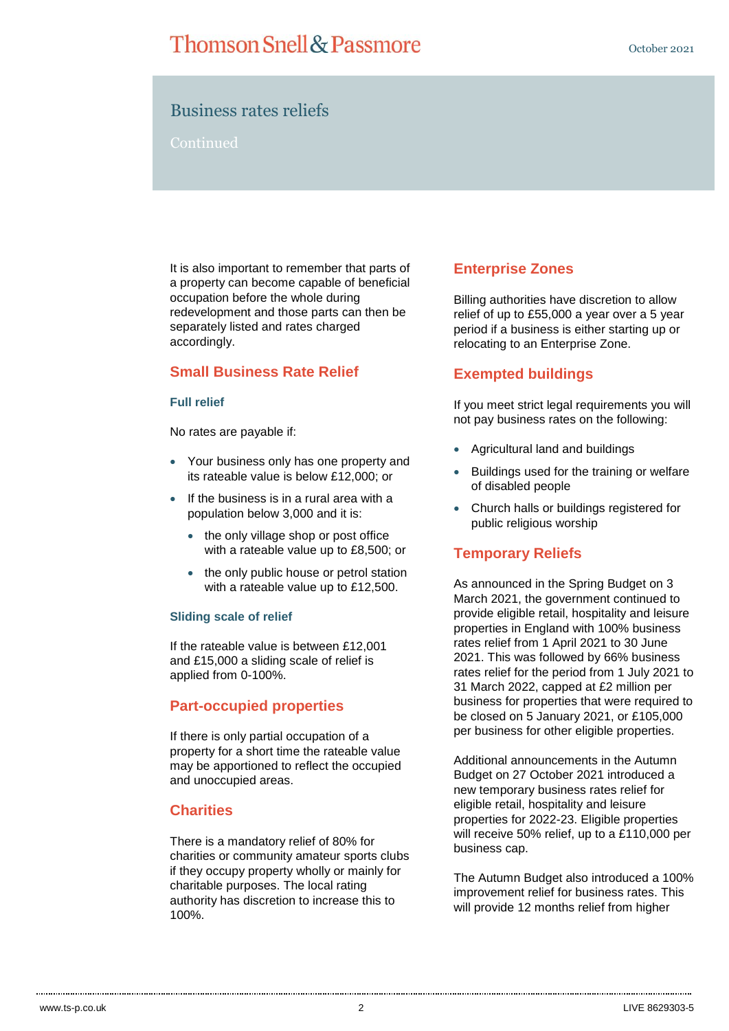# Business rates reliefs

Continued

It is also important to remember that parts of a property can become capable of beneficial occupation before the whole during redevelopment and those parts can then be separately listed and rates charged accordingly.

## Small Business Rate Relief

### Full relief

No rates are payable if:

- Your business only has one property and its rateable value is below £12,000; or
- If the business is in a rural area with a population below 3,000 and it is:
  - the only village shop or post office with a rateable value up to £8,500; or
  - the only public house or petrol station with a rateable value up to £12,500.

### Sliding scale of relief

If the rateable value is between £12,001 and £15,000 a sliding scale of relief is applied from 0-100%.

## Part-occupied properties

If there is only partial occupation of a property for a short time the rateable value may be apportioned to reflect the occupied and unoccupied areas.

## Charities

There is a mandatory relief of 80% for charities or community amateur sports clubs if they occupy property wholly or mainly for charitable purposes. The local rating authority has discretion to increase this to 100%.

## Enterprise Zones

Billing authorities have discretion to allow relief of up to £55,000 a year over a 5 year period if a business is either starting up or relocating to an Enterprise Zone.

## Exempted buildings

If you meet strict legal requirements you will not pay business rates on the following:

- Agricultural land and buildings
- Buildings used for the training or welfare of disabled people
- Church halls or buildings registered for public religious worship

## Temporary Reliefs

As announced in the Spring Budget on 3 March 2021, the government continued to provide eligible retail, hospitality and leisure properties in England with 100% business rates relief from 1 April 2021 to 30 June 2021. This was followed by 66% business rates relief for the period from 1 July 2021 to 31 March 2022, capped at £2 million per business for properties that were required to be closed on 5 January 2021, or £105,000 per business for other eligible properties.

Additional announcements in the Autumn Budget on 27 October 2021 introduced a new temporary business rates relief for eligible retail, hospitality and leisure properties for 2022-23. Eligible properties will receive 50% relief, up to a £110,000 per business cap.

The Autumn Budget also introduced a 100% improvement relief for business rates. This will provide 12 months relief from higher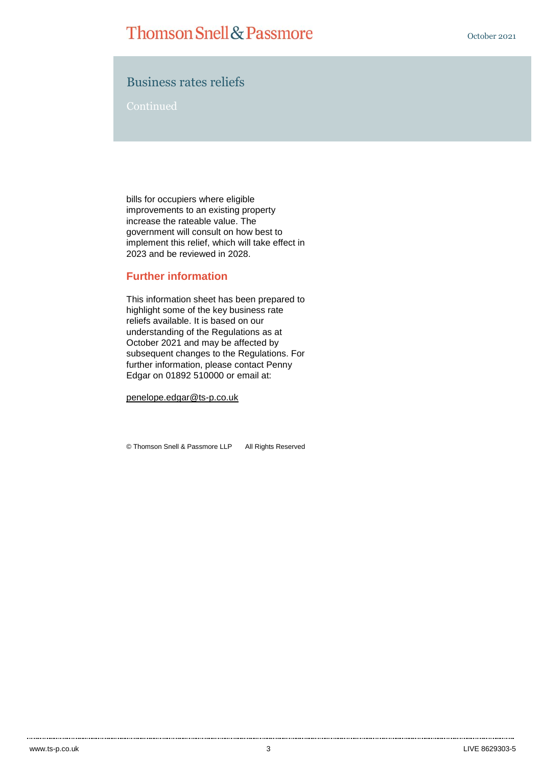## Business rates reliefs

Continued

bills for occupiers where eligible improvements to an existing property increase the rateable value. The government will consult on how best to implement this relief, which will take effect in 2023 and be reviewed in 2028.

### Further information

This information sheet has been prepared to highlight some of the key business rate reliefs available. It is based on our understanding of the Regulations as at October 2021 and may be affected by subsequent changes to the Regulations. For further information, please contact Penny Edgar on 01892 510000 or email at:

penelope.edgar@ts-p.co.uk

© Thomson Snell & Passmore LLP    All Rights Reserved